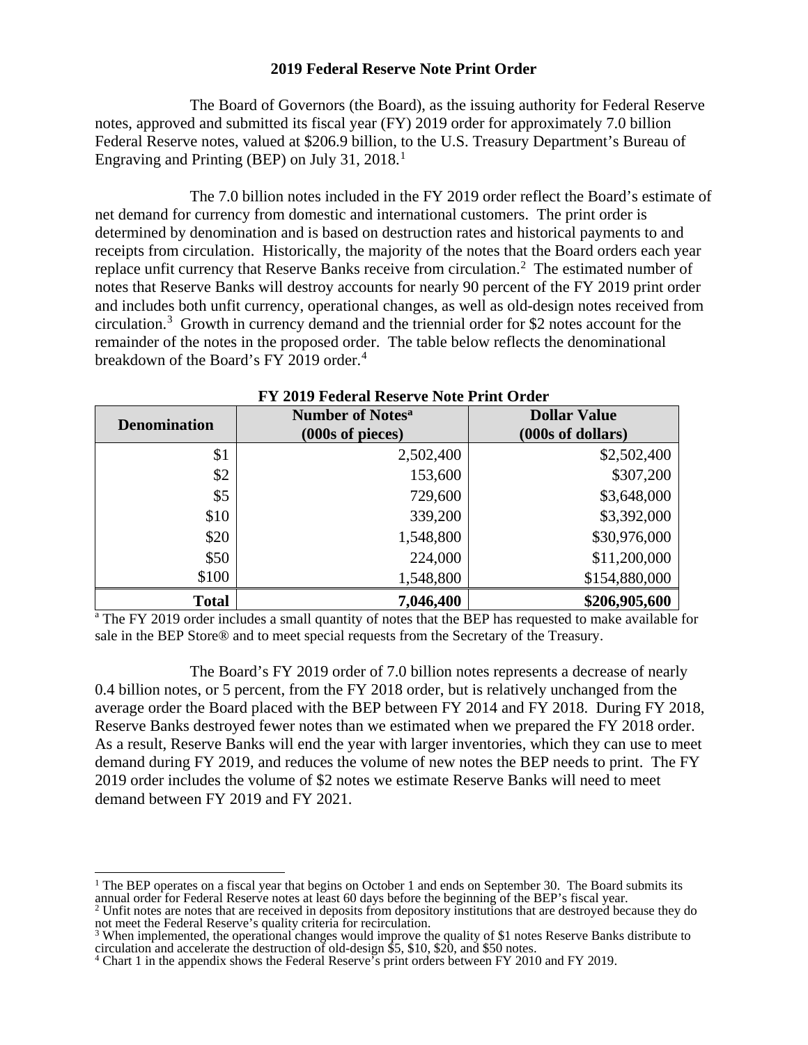# 2019 Federal Reserve Note Print Order

The Board of Governors (the Board), as the issuing authority for Federal Reserve notes, approved and submitted its fiscal year (FY) 2019 order for approximately 7.0 billion Federal Reserve notes, valued at $206.9 billion, to the U.S. Treasury Department's Bureau of Engraving and Printing (BEP) on July 31, 2018.[1]

The 7.0 billion notes included in the FY 2019 order reflect the Board's estimate of net demand for currency from domestic and international customers. The print order is determined by denomination and is based on destruction rates and historical payments to and receipts from circulation. Historically, the majority of the notes that the Board orders each year replace unfit currency that Reserve Banks receive from circulation.[2] The estimated number of notes that Reserve Banks will destroy accounts for nearly 90 percent of the FY 2019 print order and includes both unfit currency, operational changes, as well as old-design notes received from circulation.[3] Growth in currency demand and the triennial order for $2 notes account for the remainder of the notes in the proposed order. The table below reflects the denominational breakdown of the Board's FY 2019 order.[4]

**FY 2019 Federal Reserve Note Print Order**

| Denomination | Number of Notes[a] (000s of pieces) | Dollar Value (000s of dollars) |
|---:|---:|---:|
| $1 | 2,502,400 | $2,502,400 |
| $2 | 153,600 | $307,200 |
| $5 | 729,600 | $3,648,000 |
| $10 | 339,200 | $3,392,000 |
| $20 | 1,548,800 | $30,976,000 |
| $50 | 224,000 | $11,200,000 |
| $100 | 1,548,800 | $154,880,000 |
| **Total** | **7,046,400** | **$206,905,600** |

[a] The FY 2019 order includes a small quantity of notes that the BEP has requested to make available for sale in the BEP Store® and to meet special requests from the Secretary of the Treasury.

The Board's FY 2019 order of 7.0 billion notes represents a decrease of nearly 0.4 billion notes, or 5 percent, from the FY 2018 order, but is relatively unchanged from the average order the Board placed with the BEP between FY 2014 and FY 2018. During FY 2018, Reserve Banks destroyed fewer notes than we estimated when we prepared the FY 2018 order. As a result, Reserve Banks will end the year with larger inventories, which they can use to meet demand during FY 2019, and reduces the volume of new notes the BEP needs to print. The FY 2019 order includes the volume of $2 notes we estimate Reserve Banks will need to meet demand between FY 2019 and FY 2021.

---

[1] The BEP operates on a fiscal year that begins on October 1 and ends on September 30. The Board submits its annual order for Federal Reserve notes at least 60 days before the beginning of the BEP's fiscal year.

[2] Unfit notes are notes that are received in deposits from depository institutions that are destroyed because they do not meet the Federal Reserve's quality criteria for recirculation.

[3] When implemented, the operational changes would improve the quality of $1 notes Reserve Banks distribute to circulation and accelerate the destruction of old-design $5, $10, $20, and $50 notes.

[4] Chart 1 in the appendix shows the Federal Reserve's print orders between FY 2010 and FY 2019.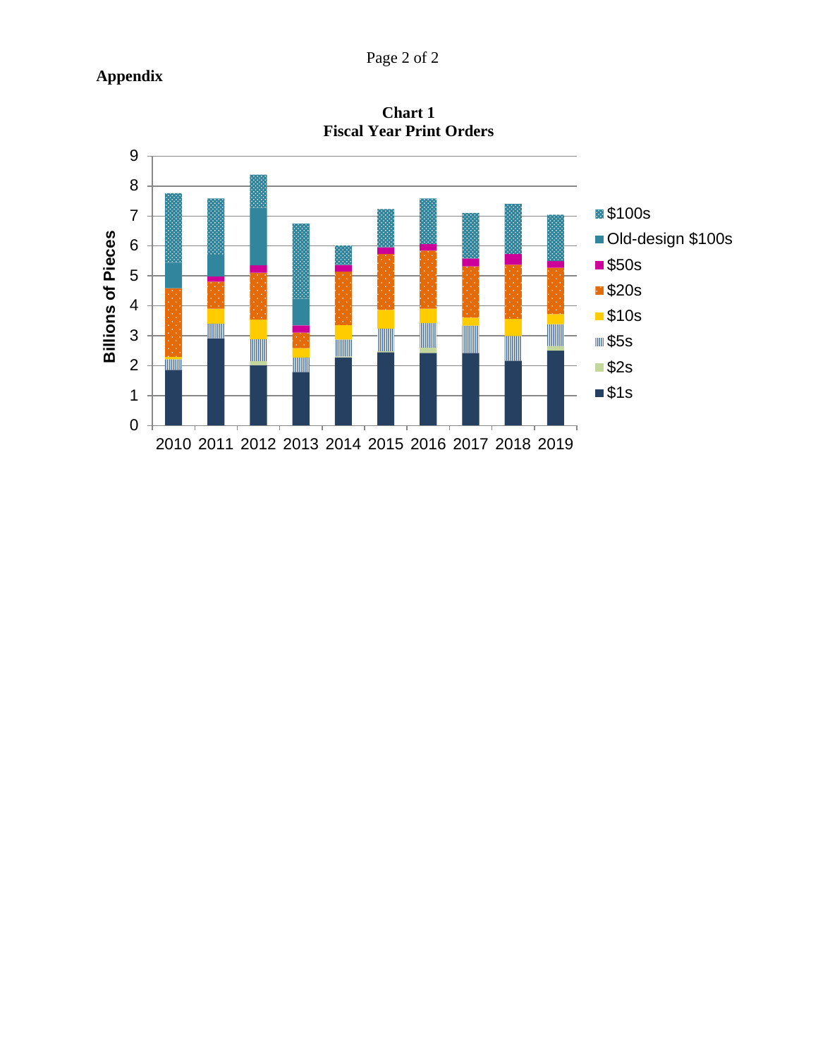**Appendix**

**Chart 1**
**Fiscal Year Print Orders**

Billions of Pieces

9
8
7
6
5
4
3
2
1
0

2010 2011 2012 2013 2014 2015 2016 2017 2018 2019

$100s
Old-design $100s
$50s
$20s
$10s
$5s
$2s
$1s